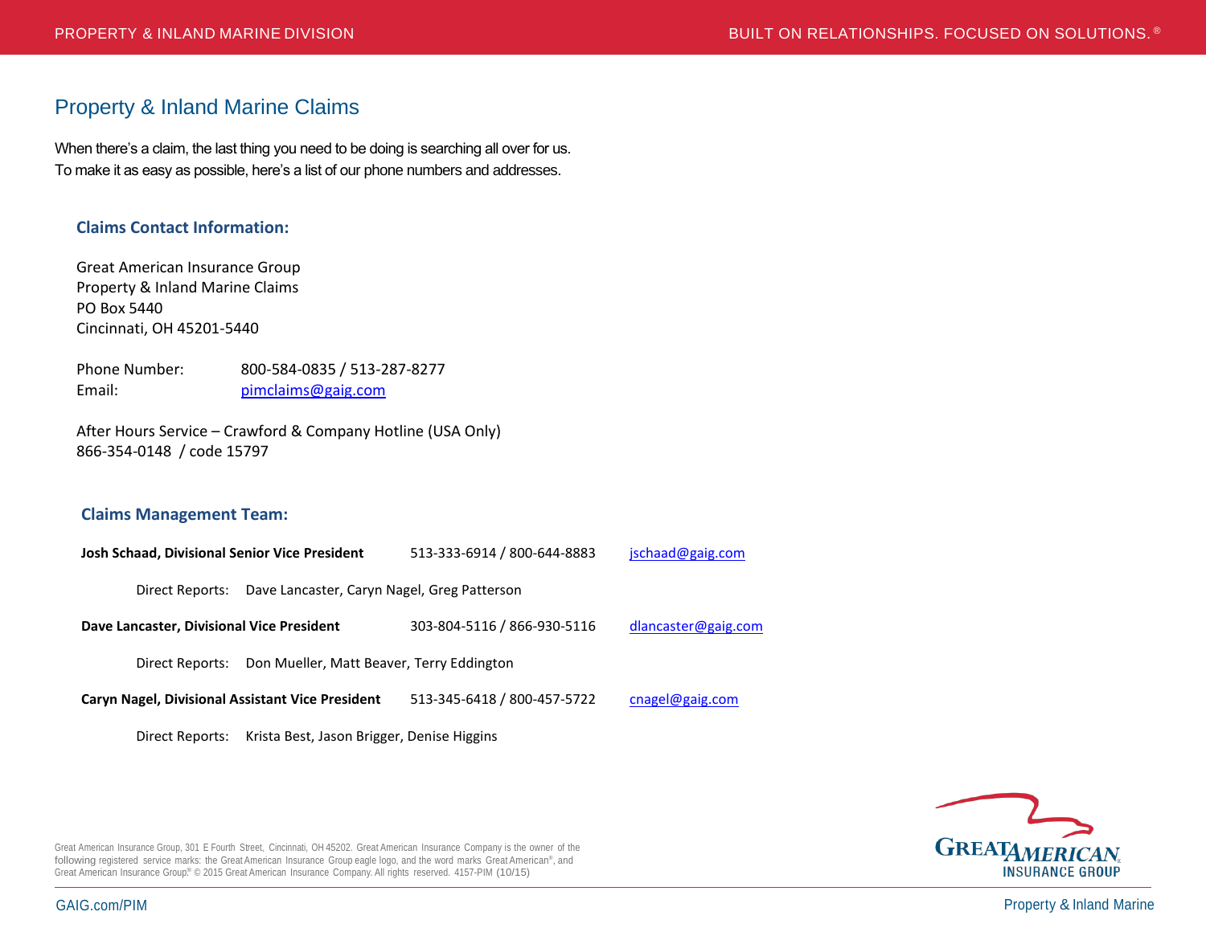# Property & Inland Marine Claims

When there's a claim, the last thing you need to be doing is searching all over for us.
To make it as easy as possible, here's a list of our phone numbers and addresses.

## Claims Contact Information:

Great American Insurance Group
Property & Inland Marine Claims
PO Box 5440
Cincinnati, OH 45201-5440

Phone Number: 800-584-0835 / 513-287-8277
Email: pimclaims@gaig.com

After Hours Service – Crawford & Company Hotline (USA Only)
866-354-0148 / code 15797

## Claims Management Team:

**Josh Schaad, Divisional Senior Vice President** 513-333-6914 / 800-644-8883 jschaad@gaig.com

Direct Reports: Dave Lancaster, Caryn Nagel, Greg Patterson

**Dave Lancaster, Divisional Vice President** 303-804-5116 / 866-930-5116 dlancaster@gaig.com

Direct Reports: Don Mueller, Matt Beaver, Terry Eddington

**Caryn Nagel, Divisional Assistant Vice President** 513-345-6418 / 800-457-5722 cnagel@gaig.com

Direct Reports: Krista Best, Jason Brigger, Denise Higgins

Great American Insurance Group, 301 E Fourth Street, Cincinnati, OH 45202. Great American Insurance Company is the owner of the following registered service marks: the Great American Insurance Group eagle logo, and the word marks Great American®, and Great American Insurance Group® © 2015 Great American Insurance Company. All rights reserved. 4157-PIM (10/15)

GAIG.com/PIM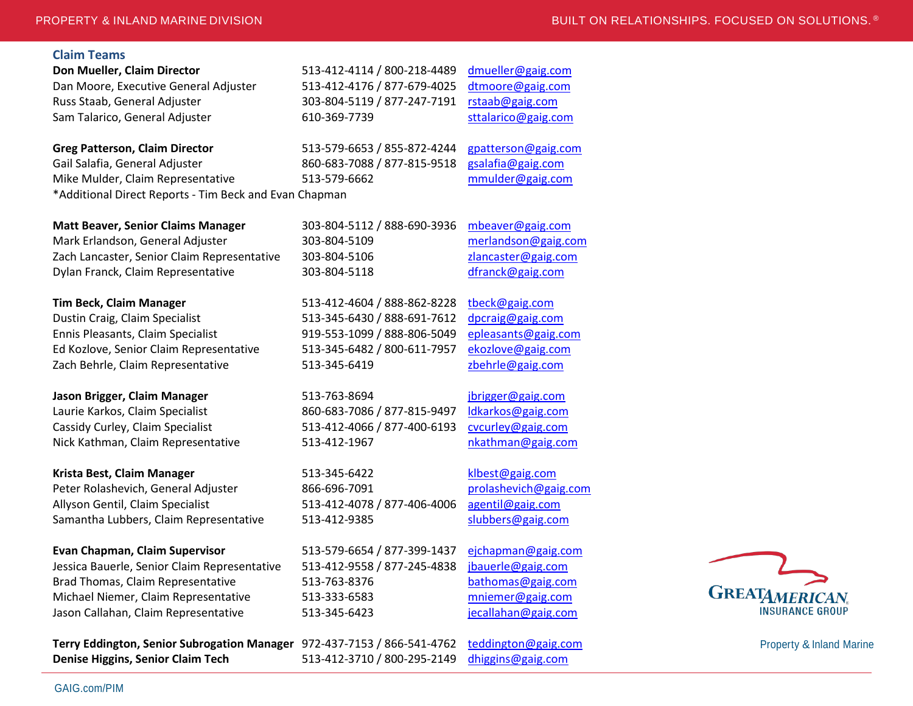## Claim Teams

| | | |
|---|---|---|
| **Don Mueller, Claim Director** | 513-412-4114 / 800-218-4489 | dmueller@gaig.com |
| Dan Moore, Executive General Adjuster | 513-412-4176 / 877-679-4025 | dtmoore@gaig.com |
| Russ Staab, General Adjuster | 303-804-5119 / 877-247-7191 | rstaab@gaig.com |
| Sam Talarico, General Adjuster | 610-369-7739 | sttalarico@gaig.com |
| | | |
| **Greg Patterson, Claim Director** | 513-579-6653 / 855-872-4244 | gpatterson@gaig.com |
| Gail Salafia, General Adjuster | 860-683-7088 / 877-815-9518 | gsalafia@gaig.com |
| Mike Mulder, Claim Representative | 513-579-6662 | mmulder@gaig.com |
| *Additional Direct Reports - Tim Beck and Evan Chapman | | |
| | | |
| **Matt Beaver, Senior Claims Manager** | 303-804-5112 / 888-690-3936 | mbeaver@gaig.com |
| Mark Erlandson, General Adjuster | 303-804-5109 | merlandson@gaig.com |
| Zach Lancaster, Senior Claim Representative | 303-804-5106 | zlancaster@gaig.com |
| Dylan Franck, Claim Representative | 303-804-5118 | dfranck@gaig.com |
| | | |
| **Tim Beck, Claim Manager** | 513-412-4604 / 888-862-8228 | tbeck@gaig.com |
| Dustin Craig, Claim Specialist | 513-345-6430 / 888-691-7612 | dpcraig@gaig.com |
| Ennis Pleasants, Claim Specialist | 919-553-1099 / 888-806-5049 | epleasants@gaig.com |
| Ed Kozlove, Senior Claim Representative | 513-345-6482 / 800-611-7957 | ekozlove@gaig.com |
| Zach Behrle, Claim Representative | 513-345-6419 | zbehrle@gaig.com |
| | | |
| **Jason Brigger, Claim Manager** | 513-763-8694 | jbrigger@gaig.com |
| Laurie Karkos, Claim Specialist | 860-683-7086 / 877-815-9497 | ldkarkos@gaig.com |
| Cassidy Curley, Claim Specialist | 513-412-4066 / 877-400-6193 | cvcurley@gaig.com |
| Nick Kathman, Claim Representative | 513-412-1967 | nkathman@gaig.com |
| | | |
| **Krista Best, Claim Manager** | 513-345-6422 | klbest@gaig.com |
| Peter Rolashevich, General Adjuster | 866-696-7091 | prolashevich@gaig.com |
| Allyson Gentil, Claim Specialist | 513-412-4078 / 877-406-4006 | agentil@gaig.com |
| Samantha Lubbers, Claim Representative | 513-412-9385 | slubbers@gaig.com |
| | | |
| **Evan Chapman, Claim Supervisor** | 513-579-6654 / 877-399-1437 | ejchapman@gaig.com |
| Jessica Bauerle, Senior Claim Representative | 513-412-9558 / 877-245-4838 | jbauerle@gaig.com |
| Brad Thomas, Claim Representative | 513-763-8376 | bathomas@gaig.com |
| Michael Niemer, Claim Representative | 513-333-6583 | mniemer@gaig.com |
| Jason Callahan, Claim Representative | 513-345-6423 | jecallahan@gaig.com |
| | | |
| **Terry Eddington, Senior Subrogation Manager** | 972-437-7153 / 866-541-4762 | teddington@gaig.com |
| **Denise Higgins, Senior Claim Tech** | 513-412-3710 / 800-295-2149 | dhiggins@gaig.com |

GREAT AMERICAN INSURANCE GROUP

Property & Inland Marine

GAIG.com/PIM